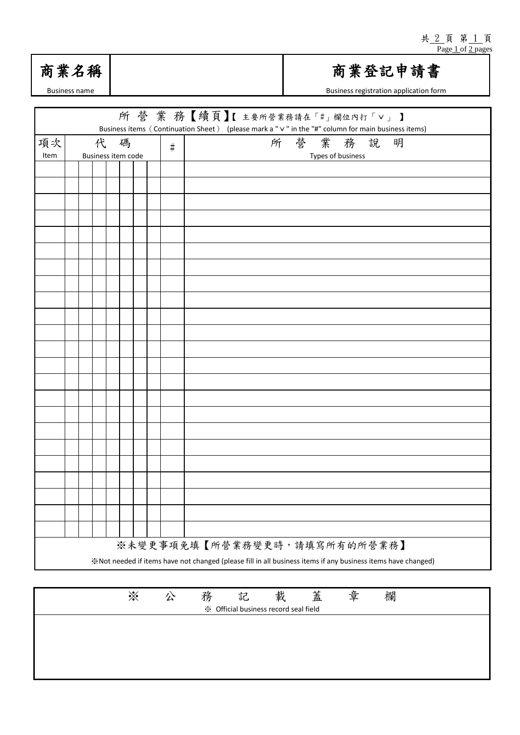| 商業名稱<br>Business name | | 商業登記申請書<br>Business registration application form |
|---|---|---|

| 所營業務【續頁】【主要所營業務請在「#」欄位內打「∨」】<br>Business items（Continuation Sheet） (please mark a "∨" in the "#" column for main business items) | | | | | | | | | | |
|---|---|---|---|---|---|---|---|---|---|---|
| 項次<br>Item | 代碼<br>Business item code | | | | | | | | # | 所營業務說明<br>Types of business |
| | | | | | | | | | | |
| | | | | | | | | | | |
| | | | | | | | | | | |
| | | | | | | | | | | |
| | | | | | | | | | | |
| | | | | | | | | | | |
| | | | | | | | | | | |
| | | | | | | | | | | |
| | | | | | | | | | | |
| | | | | | | | | | | |
| | | | | | | | | | | |
| | | | | | | | | | | |
| | | | | | | | | | | |
| | | | | | | | | | | |
| | | | | | | | | | | |
| | | | | | | | | | | |
| | | | | | | | | | | |
| | | | | | | | | | | |
| | | | | | | | | | | |
| | | | | | | | | | | |
| | | | | | | | | | | |
| | | | | | | | | | | |
| | | | | | | | | | | |

※未變更事項免填【所營業務變更時，請填寫所有的所營業務】

※Not needed if items have not changed (please fill in all business items if any business items have changed)

| ※公務記載蓋章欄<br>※ Official business record seal field |
|---|
| |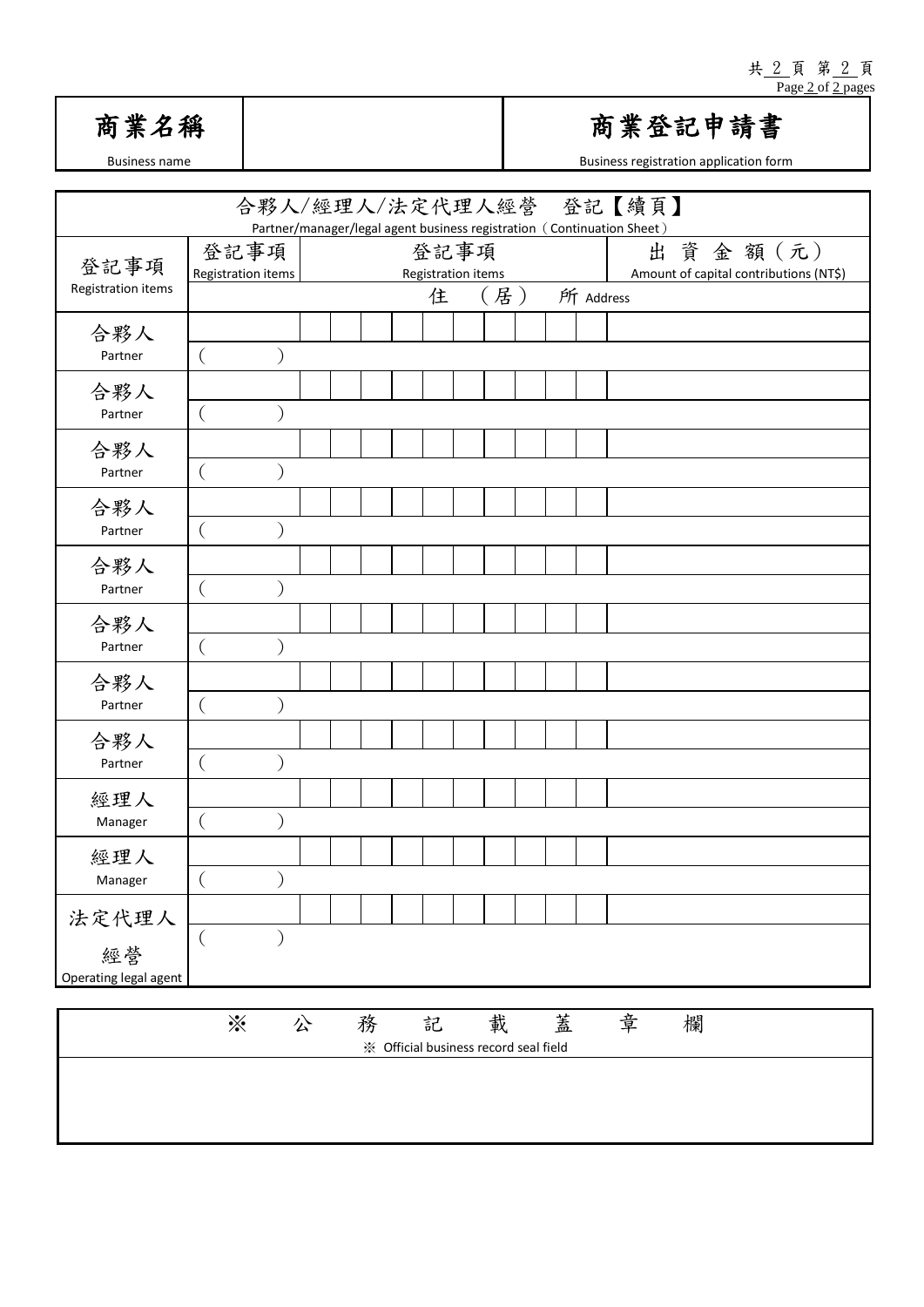| 商業名稱<br>Business name | | 商業登記申請書<br>Business registration application form |
|---|---|---|

| 合夥人/經理人/法定代理人經營　登記【續頁】<br>Partner/manager/legal agent business registration（Continuation Sheet） | | | |
|---|---|---|---|
| 登記事項<br>Registration items | 登記事項<br>Registration items | 登記事項<br>Registration items | 出資金額（元）<br>Amount of capital contributions (NT$) |
| | 住（居）所 Address | | |
| 合夥人<br>Partner | | | |
| | (　　) | | |
| 合夥人<br>Partner | | | |
| | (　　) | | |
| 合夥人<br>Partner | | | |
| | (　　) | | |
| 合夥人<br>Partner | | | |
| | (　　) | | |
| 合夥人<br>Partner | | | |
| | (　　) | | |
| 合夥人<br>Partner | | | |
| | (　　) | | |
| 合夥人<br>Partner | | | |
| | (　　) | | |
| 合夥人<br>Partner | | | |
| | (　　) | | |
| 經理人<br>Manager | | | |
| | (　　) | | |
| 經理人<br>Manager | | | |
| | (　　) | | |
| 法定代理人經營<br>Operating legal agent | | | |
| | (　　) | | |

| ※　公　務　記　載　蓋　章　欄<br>※ Official business record seal field |
|---|
| |